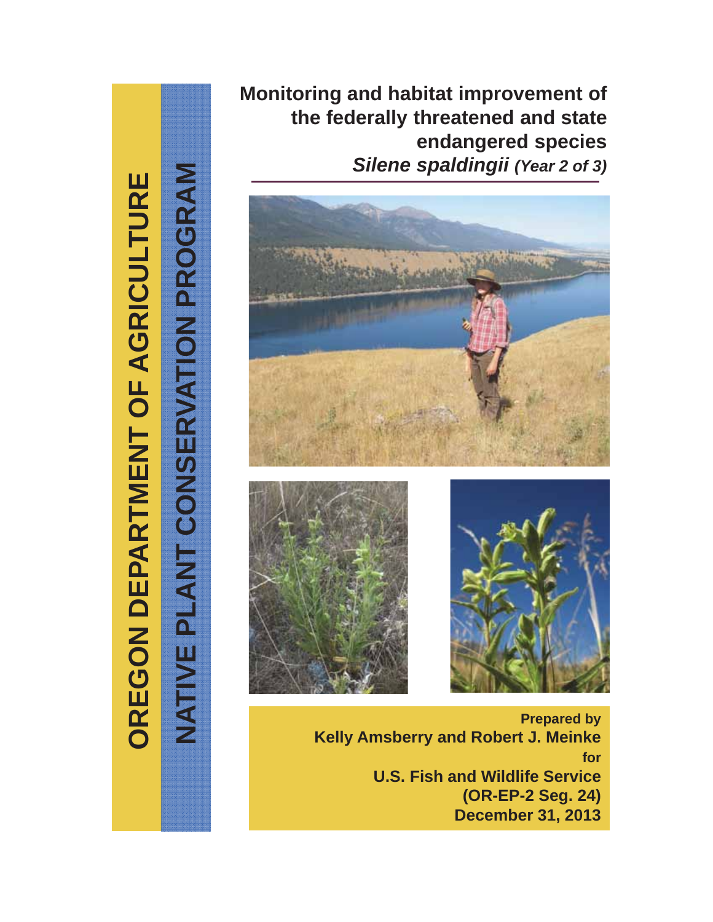# OREGON DEPARTMENT OF AGRICULTURE

## NATIVE PLANT CONSERVATION PROGRAM

# Monitoring and habitat improvement of the federally threatened and state endangered species *Silene spaldingii* *(Year 2 of 3)*

Prepared by

**Kelly Amsberry and Robert J. Meinke**

for

**U.S. Fish and Wildlife Service**

**(OR-EP-2 Seg. 24)**

**December 31, 2013**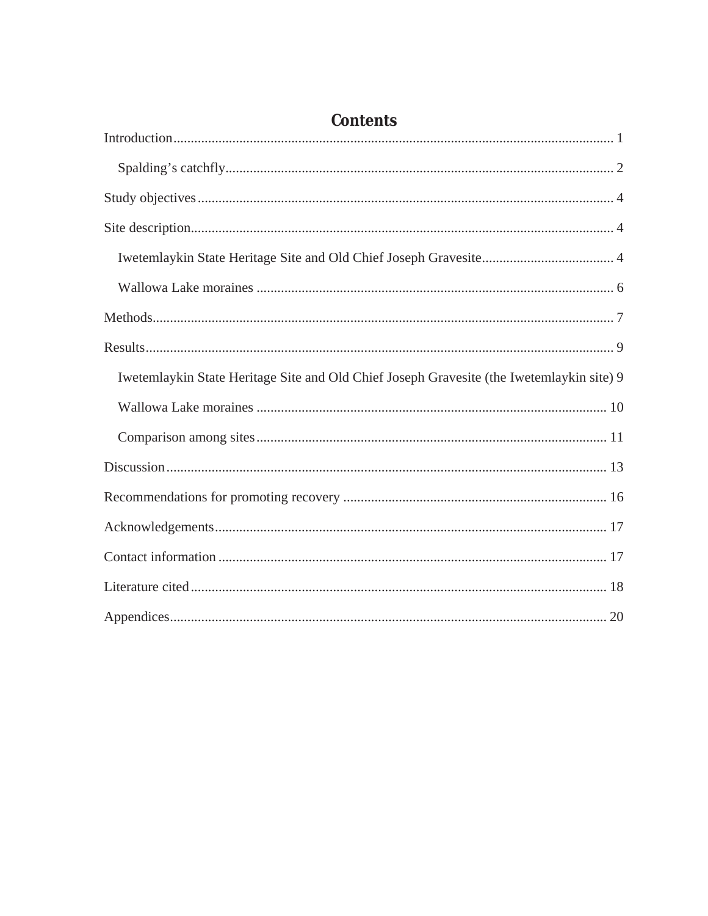# Contents

Introduction ........................................................................................................................ 1

  Spalding’s catchfly .......................................................................................................... 2

Study objectives ................................................................................................................. 4

Site description .................................................................................................................. 4

  Iwetemlaykin State Heritage Site and Old Chief Joseph Gravesite ................................. 4

  Wallowa Lake moraines ................................................................................................. 6

Methods .............................................................................................................................. 7

Results ................................................................................................................................ 9

  Iwetemlaykin State Heritage Site and Old Chief Joseph Gravesite (the Iwetemlaykin site) 9

  Wallowa Lake moraines ............................................................................................... 10

  Comparison among sites ............................................................................................... 11

Discussion ........................................................................................................................ 13

Recommendations for promoting recovery ..................................................................... 16

Acknowledgements .......................................................................................................... 17

Contact information ......................................................................................................... 17

Literature cited ................................................................................................................. 18

Appendices ....................................................................................................................... 20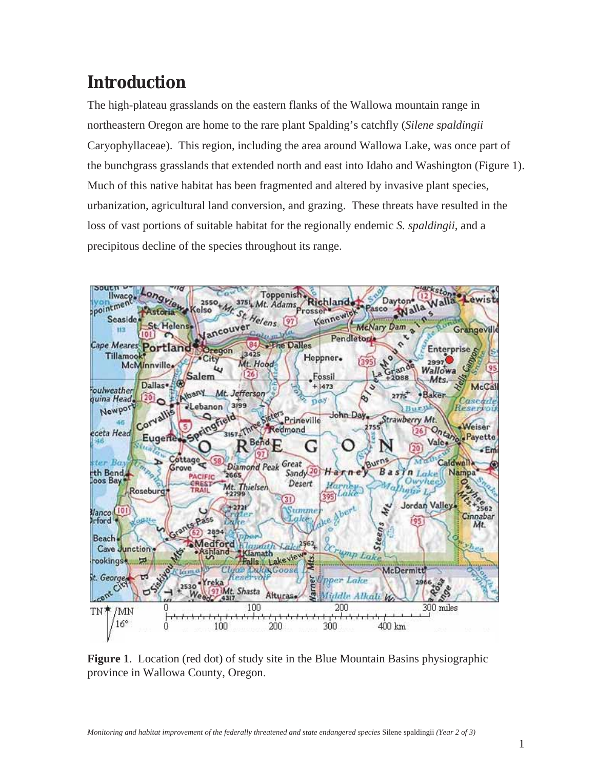# Introduction

The high-plateau grasslands on the eastern flanks of the Wallowa mountain range in northeastern Oregon are home to the rare plant Spalding's catchfly (*Silene spaldingii* Caryophyllaceae). This region, including the area around Wallowa Lake, was once part of the bunchgrass grasslands that extended north and east into Idaho and Washington (Figure 1). Much of this native habitat has been fragmented and altered by invasive plant species, urbanization, agricultural land conversion, and grazing. These threats have resulted in the loss of vast portions of suitable habitat for the regionally endemic *S. spaldingii*, and a precipitous decline of the species throughout its range.

**Figure 1**. Location (red dot) of study site in the Blue Mountain Basins physiographic province in Wallowa County, Oregon.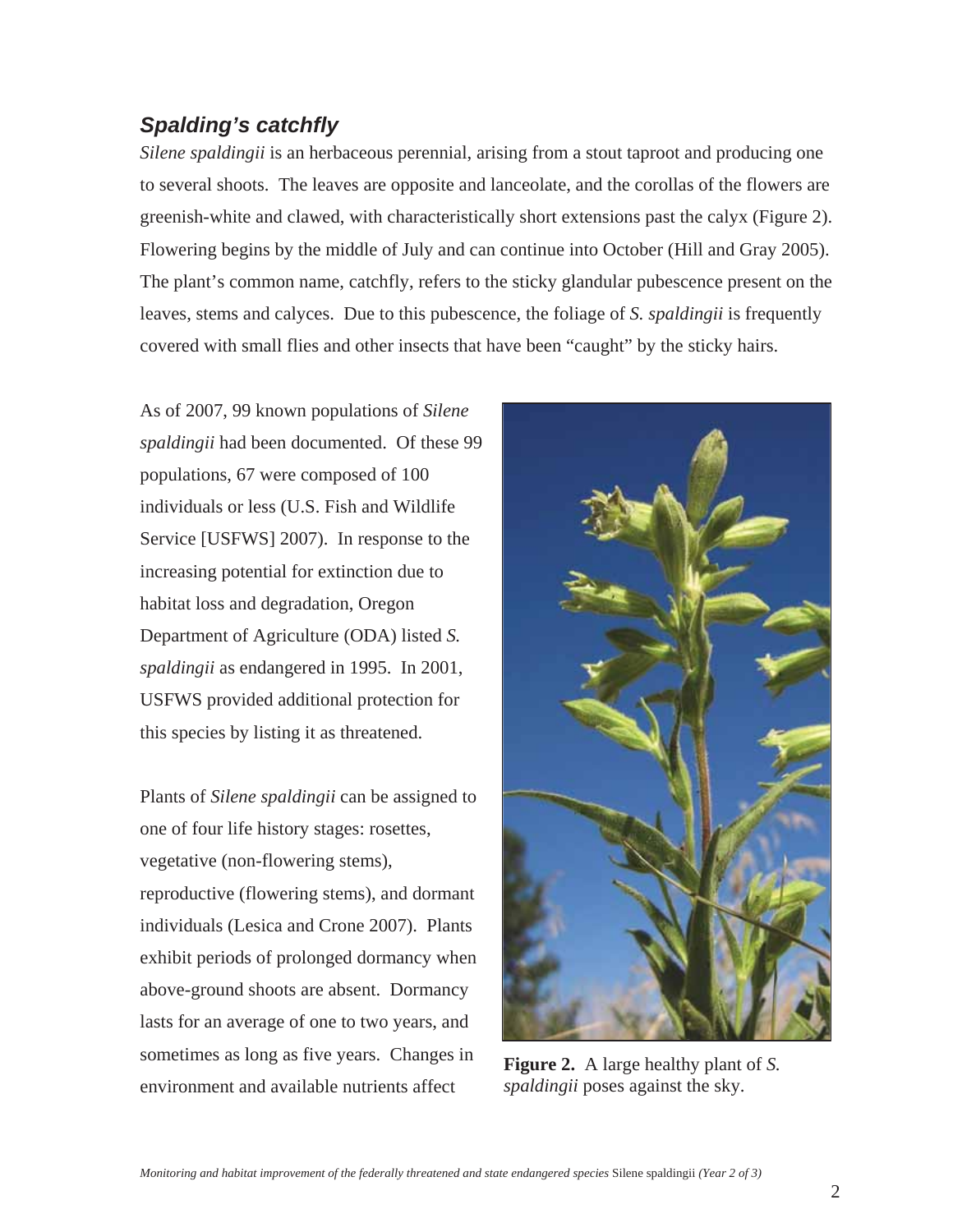## ***Spalding's catchfly***

*Silene spaldingii* is an herbaceous perennial, arising from a stout taproot and producing one to several shoots. The leaves are opposite and lanceolate, and the corollas of the flowers are greenish-white and clawed, with characteristically short extensions past the calyx (Figure 2). Flowering begins by the middle of July and can continue into October (Hill and Gray 2005). The plant's common name, catchfly, refers to the sticky glandular pubescence present on the leaves, stems and calyces. Due to this pubescence, the foliage of *S. spaldingii* is frequently covered with small flies and other insects that have been "caught" by the sticky hairs.

As of 2007, 99 known populations of *Silene spaldingii* had been documented. Of these 99 populations, 67 were composed of 100 individuals or less (U.S. Fish and Wildlife Service [USFWS] 2007). In response to the increasing potential for extinction due to habitat loss and degradation, Oregon Department of Agriculture (ODA) listed *S. spaldingii* as endangered in 1995. In 2001, USFWS provided additional protection for this species by listing it as threatened.

**Figure 2.** A large healthy plant of *S. spaldingii* poses against the sky.

Plants of *Silene spaldingii* can be assigned to one of four life history stages: rosettes, vegetative (non-flowering stems), reproductive (flowering stems), and dormant individuals (Lesica and Crone 2007). Plants exhibit periods of prolonged dormancy when above-ground shoots are absent. Dormancy lasts for an average of one to two years, and sometimes as long as five years. Changes in environment and available nutrients affect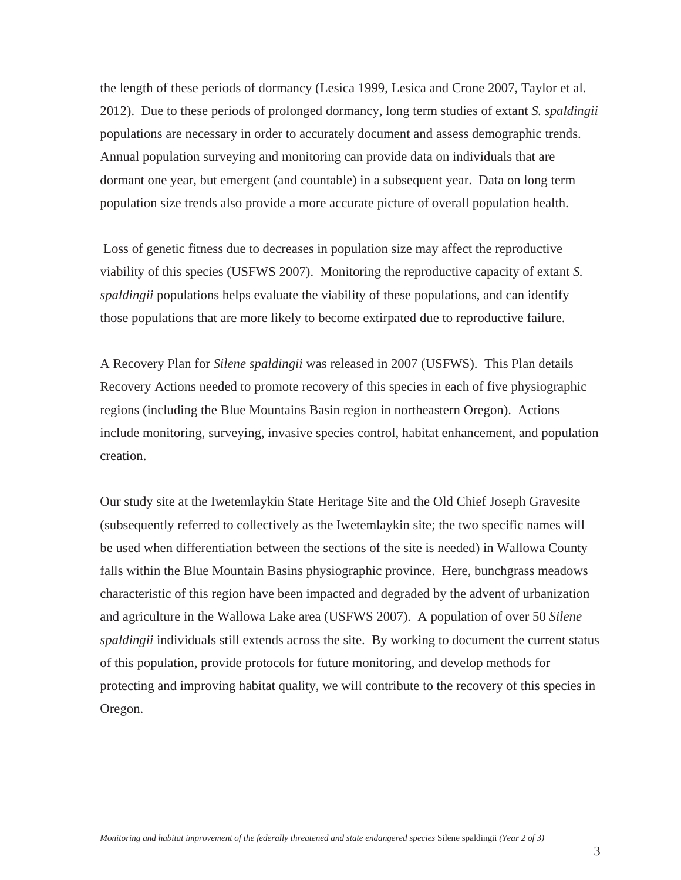the length of these periods of dormancy (Lesica 1999, Lesica and Crone 2007, Taylor et al. 2012). Due to these periods of prolonged dormancy, long term studies of extant *S. spaldingii* populations are necessary in order to accurately document and assess demographic trends. Annual population surveying and monitoring can provide data on individuals that are dormant one year, but emergent (and countable) in a subsequent year. Data on long term population size trends also provide a more accurate picture of overall population health.

Loss of genetic fitness due to decreases in population size may affect the reproductive viability of this species (USFWS 2007). Monitoring the reproductive capacity of extant *S. spaldingii* populations helps evaluate the viability of these populations, and can identify those populations that are more likely to become extirpated due to reproductive failure.

A Recovery Plan for *Silene spaldingii* was released in 2007 (USFWS). This Plan details Recovery Actions needed to promote recovery of this species in each of five physiographic regions (including the Blue Mountains Basin region in northeastern Oregon). Actions include monitoring, surveying, invasive species control, habitat enhancement, and population creation.

Our study site at the Iwetemlaykin State Heritage Site and the Old Chief Joseph Gravesite (subsequently referred to collectively as the Iwetemlaykin site; the two specific names will be used when differentiation between the sections of the site is needed) in Wallowa County falls within the Blue Mountain Basins physiographic province. Here, bunchgrass meadows characteristic of this region have been impacted and degraded by the advent of urbanization and agriculture in the Wallowa Lake area (USFWS 2007). A population of over 50 *Silene spaldingii* individuals still extends across the site. By working to document the current status of this population, provide protocols for future monitoring, and develop methods for protecting and improving habitat quality, we will contribute to the recovery of this species in Oregon.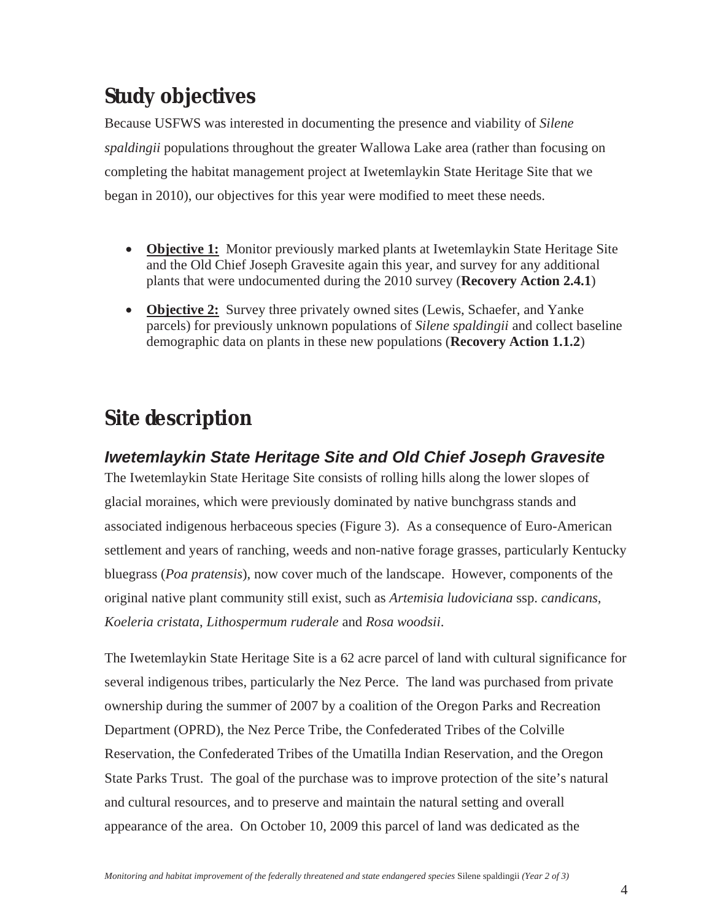## Study objectives

Because USFWS was interested in documenting the presence and viability of *Silene spaldingii* populations throughout the greater Wallowa Lake area (rather than focusing on completing the habitat management project at Iwetemlaykin State Heritage Site that we began in 2010), our objectives for this year were modified to meet these needs.

- **Objective 1:** Monitor previously marked plants at Iwetemlaykin State Heritage Site and the Old Chief Joseph Gravesite again this year, and survey for any additional plants that were undocumented during the 2010 survey (**Recovery Action 2.4.1**)
- **Objective 2:** Survey three privately owned sites (Lewis, Schaefer, and Yanke parcels) for previously unknown populations of *Silene spaldingii* and collect baseline demographic data on plants in these new populations (**Recovery Action 1.1.2**)

## Site description

### *Iwetemlaykin State Heritage Site and Old Chief Joseph Gravesite*

The Iwetemlaykin State Heritage Site consists of rolling hills along the lower slopes of glacial moraines, which were previously dominated by native bunchgrass stands and associated indigenous herbaceous species (Figure 3). As a consequence of Euro-American settlement and years of ranching, weeds and non-native forage grasses, particularly Kentucky bluegrass (*Poa pratensis*), now cover much of the landscape. However, components of the original native plant community still exist, such as *Artemisia ludoviciana* ssp. *candicans*, *Koeleria cristata*, *Lithospermum ruderale* and *Rosa woodsii*.

The Iwetemlaykin State Heritage Site is a 62 acre parcel of land with cultural significance for several indigenous tribes, particularly the Nez Perce. The land was purchased from private ownership during the summer of 2007 by a coalition of the Oregon Parks and Recreation Department (OPRD), the Nez Perce Tribe, the Confederated Tribes of the Colville Reservation, the Confederated Tribes of the Umatilla Indian Reservation, and the Oregon State Parks Trust. The goal of the purchase was to improve protection of the site's natural and cultural resources, and to preserve and maintain the natural setting and overall appearance of the area. On October 10, 2009 this parcel of land was dedicated as the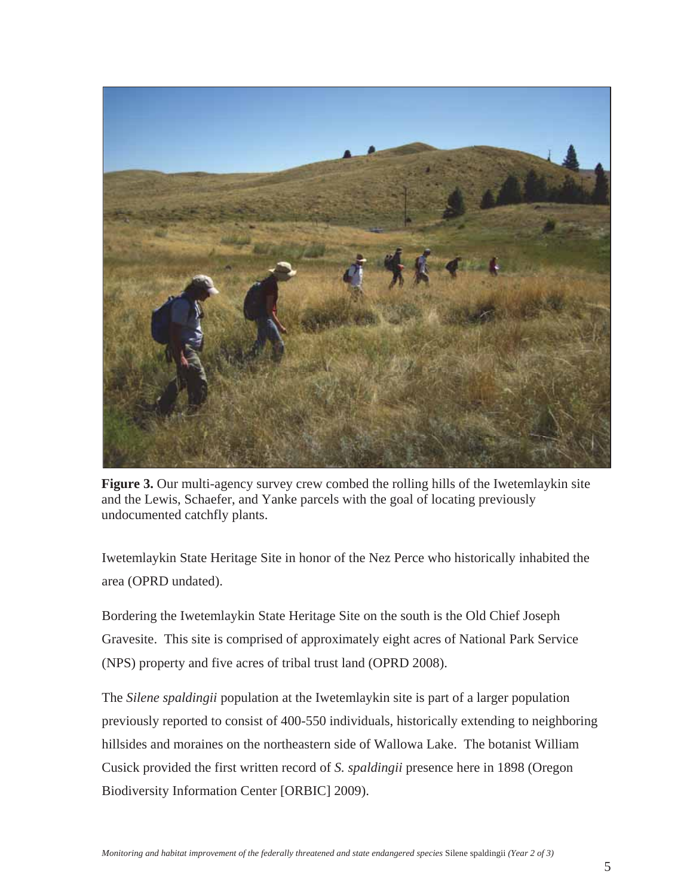**Figure 3.** Our multi-agency survey crew combed the rolling hills of the Iwetemlaykin site and the Lewis, Schaefer, and Yanke parcels with the goal of locating previously undocumented catchfly plants.

Iwetemlaykin State Heritage Site in honor of the Nez Perce who historically inhabited the area (OPRD undated).

Bordering the Iwetemlaykin State Heritage Site on the south is the Old Chief Joseph Gravesite. This site is comprised of approximately eight acres of National Park Service (NPS) property and five acres of tribal trust land (OPRD 2008).

The *Silene spaldingii* population at the Iwetemlaykin site is part of a larger population previously reported to consist of 400-550 individuals, historically extending to neighboring hillsides and moraines on the northeastern side of Wallowa Lake. The botanist William Cusick provided the first written record of *S. spaldingii* presence here in 1898 (Oregon Biodiversity Information Center [ORBIC] 2009).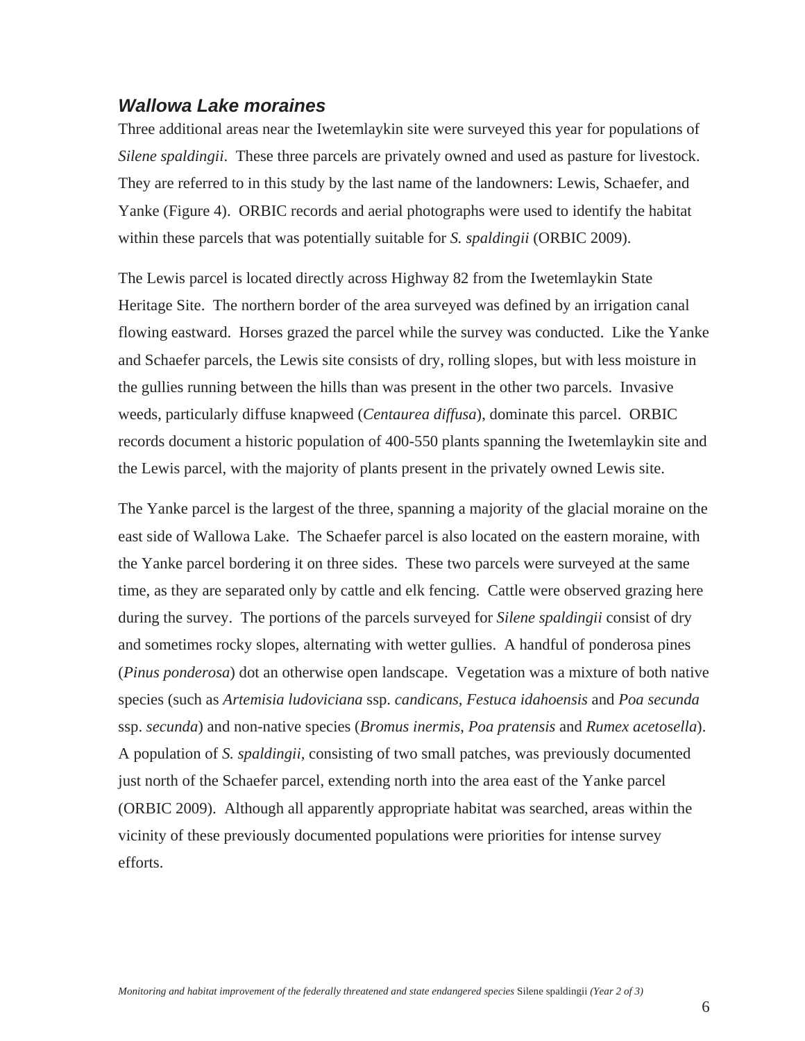### *Wallowa Lake moraines*

Three additional areas near the Iwetemlaykin site were surveyed this year for populations of *Silene spaldingii*. These three parcels are privately owned and used as pasture for livestock. They are referred to in this study by the last name of the landowners: Lewis, Schaefer, and Yanke (Figure 4). ORBIC records and aerial photographs were used to identify the habitat within these parcels that was potentially suitable for *S. spaldingii* (ORBIC 2009).

The Lewis parcel is located directly across Highway 82 from the Iwetemlaykin State Heritage Site. The northern border of the area surveyed was defined by an irrigation canal flowing eastward. Horses grazed the parcel while the survey was conducted. Like the Yanke and Schaefer parcels, the Lewis site consists of dry, rolling slopes, but with less moisture in the gullies running between the hills than was present in the other two parcels. Invasive weeds, particularly diffuse knapweed (*Centaurea diffusa*), dominate this parcel. ORBIC records document a historic population of 400-550 plants spanning the Iwetemlaykin site and the Lewis parcel, with the majority of plants present in the privately owned Lewis site.

The Yanke parcel is the largest of the three, spanning a majority of the glacial moraine on the east side of Wallowa Lake. The Schaefer parcel is also located on the eastern moraine, with the Yanke parcel bordering it on three sides. These two parcels were surveyed at the same time, as they are separated only by cattle and elk fencing. Cattle were observed grazing here during the survey. The portions of the parcels surveyed for *Silene spaldingii* consist of dry and sometimes rocky slopes, alternating with wetter gullies. A handful of ponderosa pines (*Pinus ponderosa*) dot an otherwise open landscape. Vegetation was a mixture of both native species (such as *Artemisia ludoviciana* ssp. *candicans*, *Festuca idahoensis* and *Poa secunda* ssp. *secunda*) and non-native species (*Bromus inermis*, *Poa pratensis* and *Rumex acetosella*). A population of *S. spaldingii,* consisting of two small patches, was previously documented just north of the Schaefer parcel, extending north into the area east of the Yanke parcel (ORBIC 2009). Although all apparently appropriate habitat was searched, areas within the vicinity of these previously documented populations were priorities for intense survey efforts.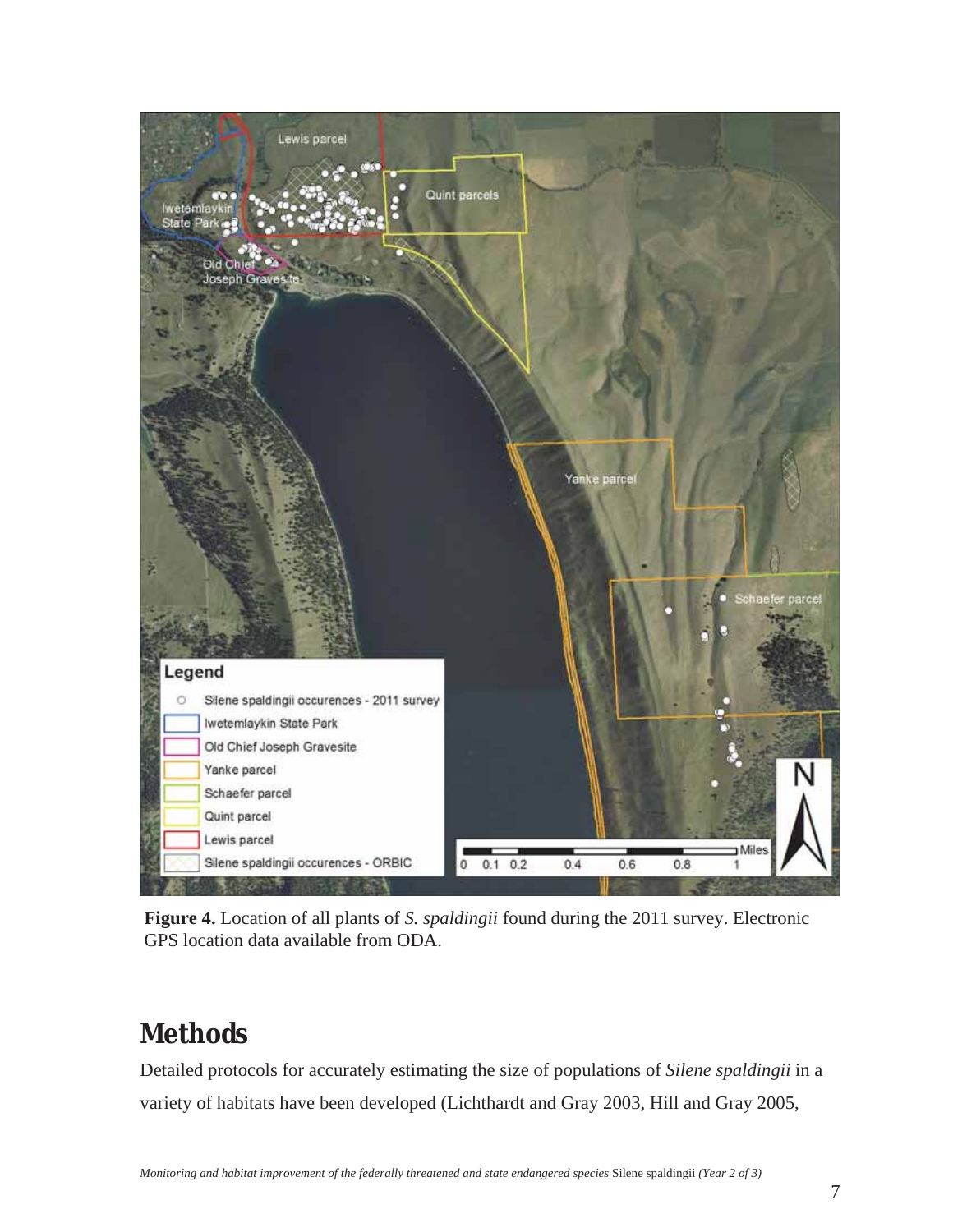**Figure 4.** Location of all plants of *S. spaldingii* found during the 2011 survey. Electronic GPS location data available from ODA.

# Methods

Detailed protocols for accurately estimating the size of populations of *Silene spaldingii* in a variety of habitats have been developed (Lichthardt and Gray 2003, Hill and Gray 2005,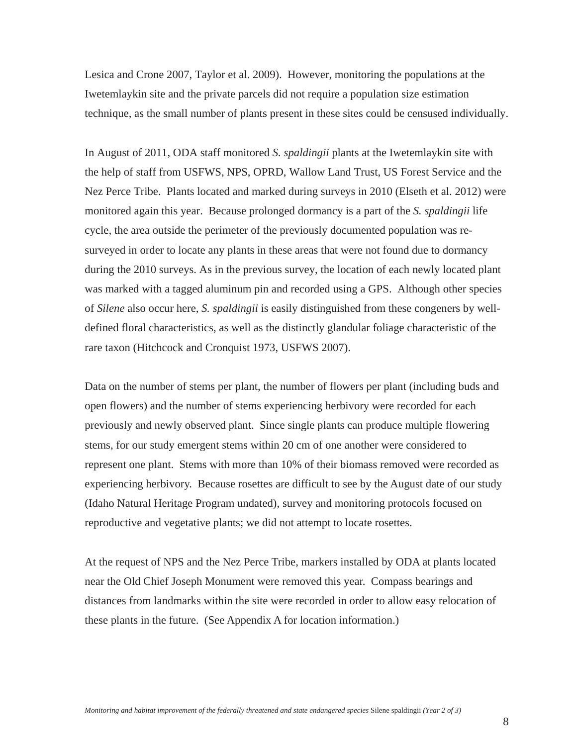Lesica and Crone 2007, Taylor et al. 2009). However, monitoring the populations at the Iwetemlaykin site and the private parcels did not require a population size estimation technique, as the small number of plants present in these sites could be censused individually.

In August of 2011, ODA staff monitored *S. spaldingii* plants at the Iwetemlaykin site with the help of staff from USFWS, NPS, OPRD, Wallow Land Trust, US Forest Service and the Nez Perce Tribe. Plants located and marked during surveys in 2010 (Elseth et al. 2012) were monitored again this year. Because prolonged dormancy is a part of the *S. spaldingii* life cycle, the area outside the perimeter of the previously documented population was re-surveyed in order to locate any plants in these areas that were not found due to dormancy during the 2010 surveys. As in the previous survey, the location of each newly located plant was marked with a tagged aluminum pin and recorded using a GPS. Although other species of *Silene* also occur here, *S. spaldingii* is easily distinguished from these congeners by well-defined floral characteristics, as well as the distinctly glandular foliage characteristic of the rare taxon (Hitchcock and Cronquist 1973, USFWS 2007).

Data on the number of stems per plant, the number of flowers per plant (including buds and open flowers) and the number of stems experiencing herbivory were recorded for each previously and newly observed plant. Since single plants can produce multiple flowering stems, for our study emergent stems within 20 cm of one another were considered to represent one plant. Stems with more than 10% of their biomass removed were recorded as experiencing herbivory. Because rosettes are difficult to see by the August date of our study (Idaho Natural Heritage Program undated), survey and monitoring protocols focused on reproductive and vegetative plants; we did not attempt to locate rosettes.

At the request of NPS and the Nez Perce Tribe, markers installed by ODA at plants located near the Old Chief Joseph Monument were removed this year. Compass bearings and distances from landmarks within the site were recorded in order to allow easy relocation of these plants in the future. (See Appendix A for location information.)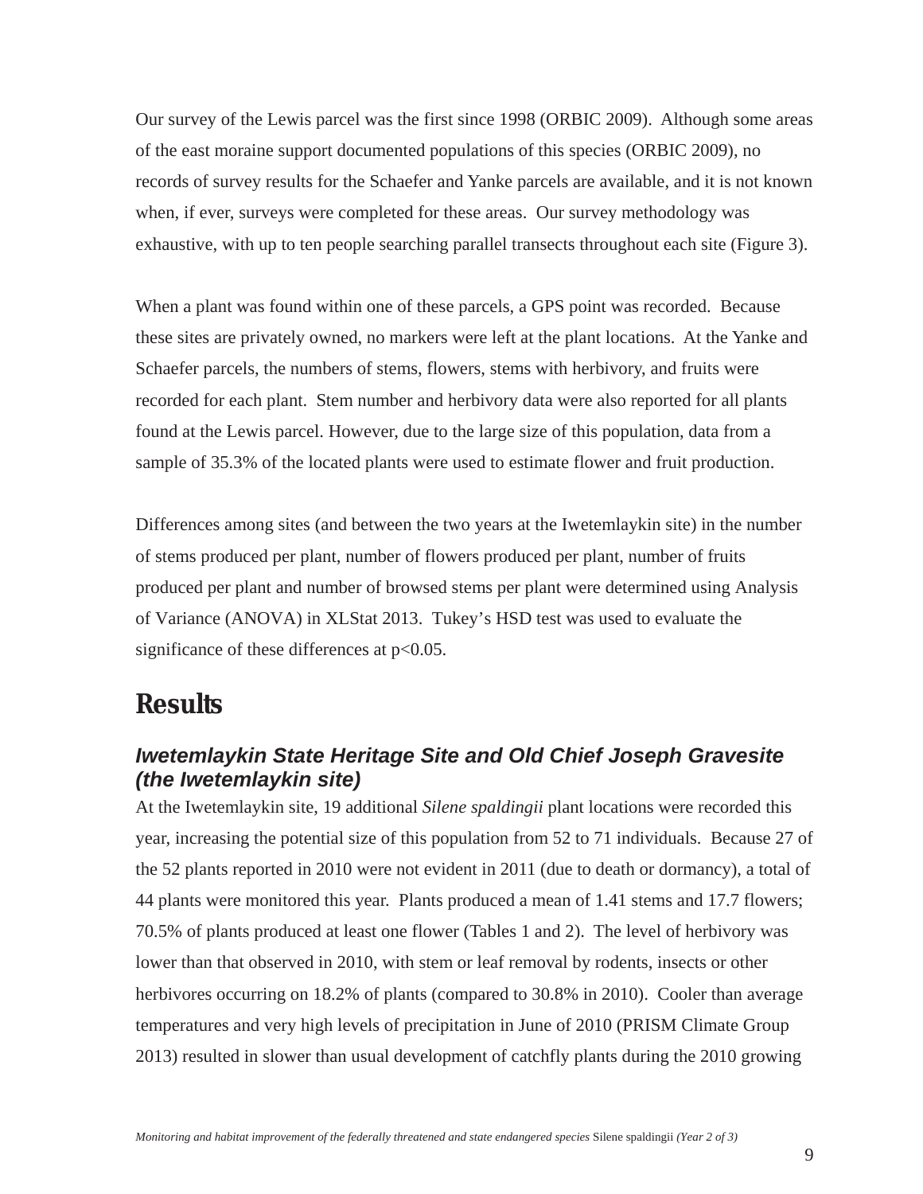Our survey of the Lewis parcel was the first since 1998 (ORBIC 2009). Although some areas of the east moraine support documented populations of this species (ORBIC 2009), no records of survey results for the Schaefer and Yanke parcels are available, and it is not known when, if ever, surveys were completed for these areas. Our survey methodology was exhaustive, with up to ten people searching parallel transects throughout each site (Figure 3).

When a plant was found within one of these parcels, a GPS point was recorded. Because these sites are privately owned, no markers were left at the plant locations. At the Yanke and Schaefer parcels, the numbers of stems, flowers, stems with herbivory, and fruits were recorded for each plant. Stem number and herbivory data were also reported for all plants found at the Lewis parcel. However, due to the large size of this population, data from a sample of 35.3% of the located plants were used to estimate flower and fruit production.

Differences among sites (and between the two years at the Iwetemlaykin site) in the number of stems produced per plant, number of flowers produced per plant, number of fruits produced per plant and number of browsed stems per plant were determined using Analysis of Variance (ANOVA) in XLStat 2013. Tukey's HSD test was used to evaluate the significance of these differences at $p<0.05$.

# Results

## *Iwetemlaykin State Heritage Site and Old Chief Joseph Gravesite (the Iwetemlaykin site)*

At the Iwetemlaykin site, 19 additional *Silene spaldingii* plant locations were recorded this year, increasing the potential size of this population from 52 to 71 individuals. Because 27 of the 52 plants reported in 2010 were not evident in 2011 (due to death or dormancy), a total of 44 plants were monitored this year. Plants produced a mean of 1.41 stems and 17.7 flowers; 70.5% of plants produced at least one flower (Tables 1 and 2). The level of herbivory was lower than that observed in 2010, with stem or leaf removal by rodents, insects or other herbivores occurring on 18.2% of plants (compared to 30.8% in 2010). Cooler than average temperatures and very high levels of precipitation in June of 2010 (PRISM Climate Group 2013) resulted in slower than usual development of catchfly plants during the 2010 growing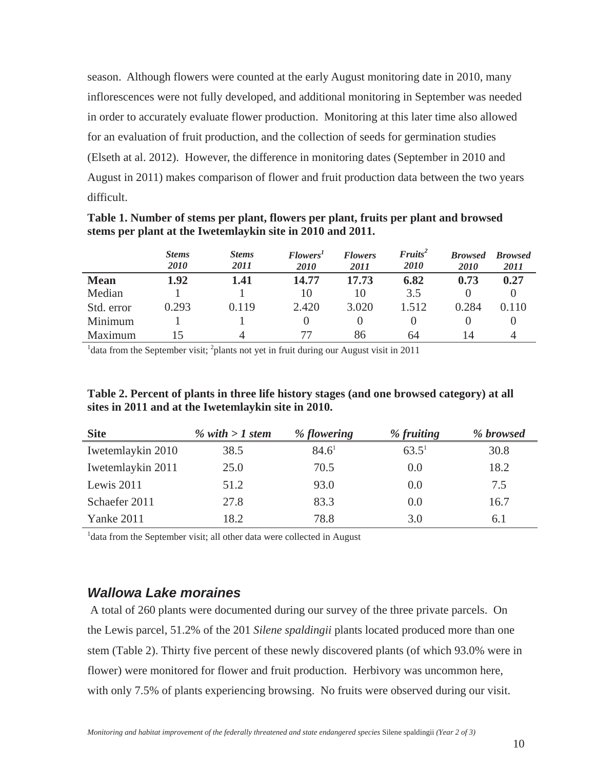season. Although flowers were counted at the early August monitoring date in 2010, many inflorescences were not fully developed, and additional monitoring in September was needed in order to accurately evaluate flower production. Monitoring at this later time also allowed for an evaluation of fruit production, and the collection of seeds for germination studies (Elseth at al. 2012). However, the difference in monitoring dates (September in 2010 and August in 2011) makes comparison of flower and fruit production data between the two years difficult.

**Table 1. Number of stems per plant, flowers per plant, fruits per plant and browsed stems per plant at the Iwetemlaykin site in 2010 and 2011.**

| | *Stems 2010* | *Stems 2011* | *Flowers[1] 2010* | *Flowers 2011* | *Fruits[2] 2010* | *Browsed 2010* | *Browsed 2011* |
|---|---|---|---|---|---|---|---|
| **Mean** | **1.92** | **1.41** | **14.77** | **17.73** | **6.82** | **0.73** | **0.27** |
| Median | 1 | 1 | 10 | 10 | 3.5 | 0 | 0 |
| Std. error | 0.293 | 0.119 | 2.420 | 3.020 | 1.512 | 0.284 | 0.110 |
| Minimum | 1 | 1 | 0 | 0 | 0 | 0 | 0 |
| Maximum | 15 | 4 | 77 | 86 | 64 | 14 | 4 |

[1]data from the September visit; [2]plants not yet in fruit during our August visit in 2011

**Table 2. Percent of plants in three life history stages (and one browsed category) at all sites in 2011 and at the Iwetemlaykin site in 2010.**

| Site | *% with > 1 stem* | *% flowering* | *% fruiting* | *% browsed* |
|---|---|---|---|---|
| Iwetemlaykin 2010 | 38.5 | 84.6[1] | 63.5[1] | 30.8 |
| Iwetemlaykin 2011 | 25.0 | 70.5 | 0.0 | 18.2 |
| Lewis 2011 | 51.2 | 93.0 | 0.0 | 7.5 |
| Schaefer 2011 | 27.8 | 83.3 | 0.0 | 16.7 |
| Yanke 2011 | 18.2 | 78.8 | 3.0 | 6.1 |

[1]data from the September visit; all other data were collected in August

### *Wallowa Lake moraines*

A total of 260 plants were documented during our survey of the three private parcels. On the Lewis parcel, 51.2% of the 201 *Silene spaldingii* plants located produced more than one stem (Table 2). Thirty five percent of these newly discovered plants (of which 93.0% were in flower) were monitored for flower and fruit production. Herbivory was uncommon here, with only 7.5% of plants experiencing browsing. No fruits were observed during our visit.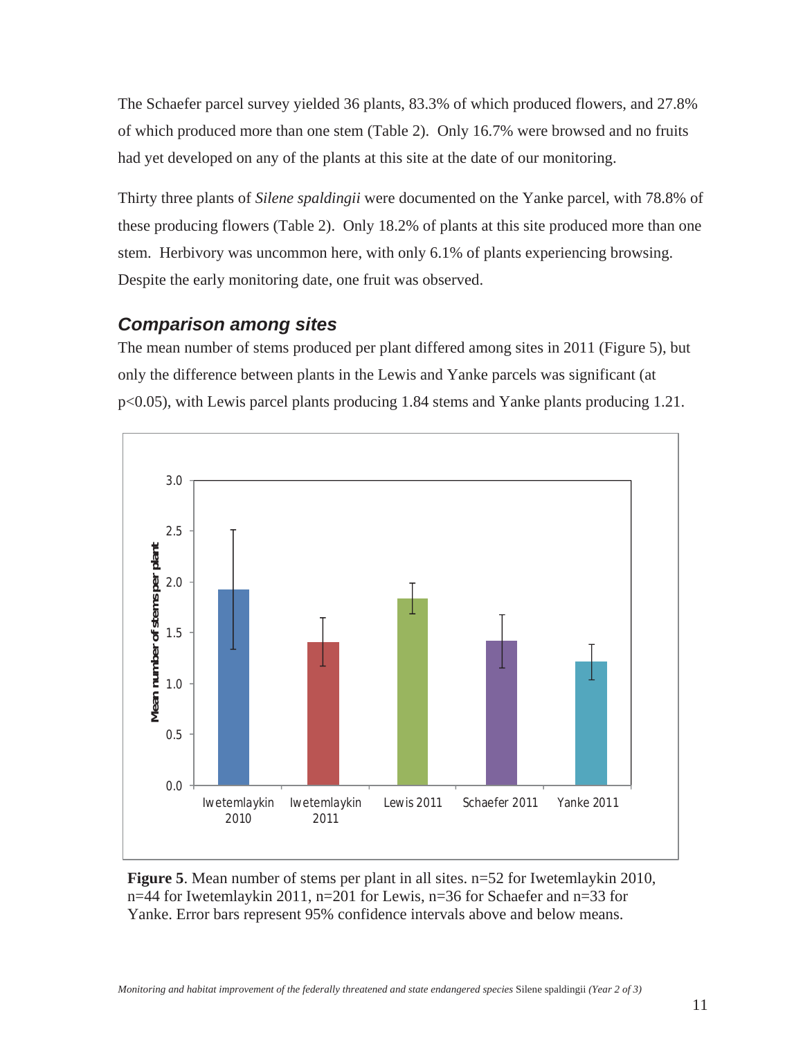The Schaefer parcel survey yielded 36 plants, 83.3% of which produced flowers, and 27.8% of which produced more than one stem (Table 2). Only 16.7% were browsed and no fruits had yet developed on any of the plants at this site at the date of our monitoring.

Thirty three plants of *Silene spaldingii* were documented on the Yanke parcel, with 78.8% of these producing flowers (Table 2). Only 18.2% of plants at this site produced more than one stem. Herbivory was uncommon here, with only 6.1% of plants experiencing browsing. Despite the early monitoring date, one fruit was observed.

## *Comparison among sites*

The mean number of stems produced per plant differed among sites in 2011 (Figure 5), but only the difference between plants in the Lewis and Yanke parcels was significant (at $p<0.05$), with Lewis parcel plants producing 1.84 stems and Yanke plants producing 1.21.

**Figure 5**. Mean number of stems per plant in all sites. n=52 for Iwetemlaykin 2010, n=44 for Iwetemlaykin 2011, n=201 for Lewis, n=36 for Schaefer and n=33 for Yanke. Error bars represent 95% confidence intervals above and below means.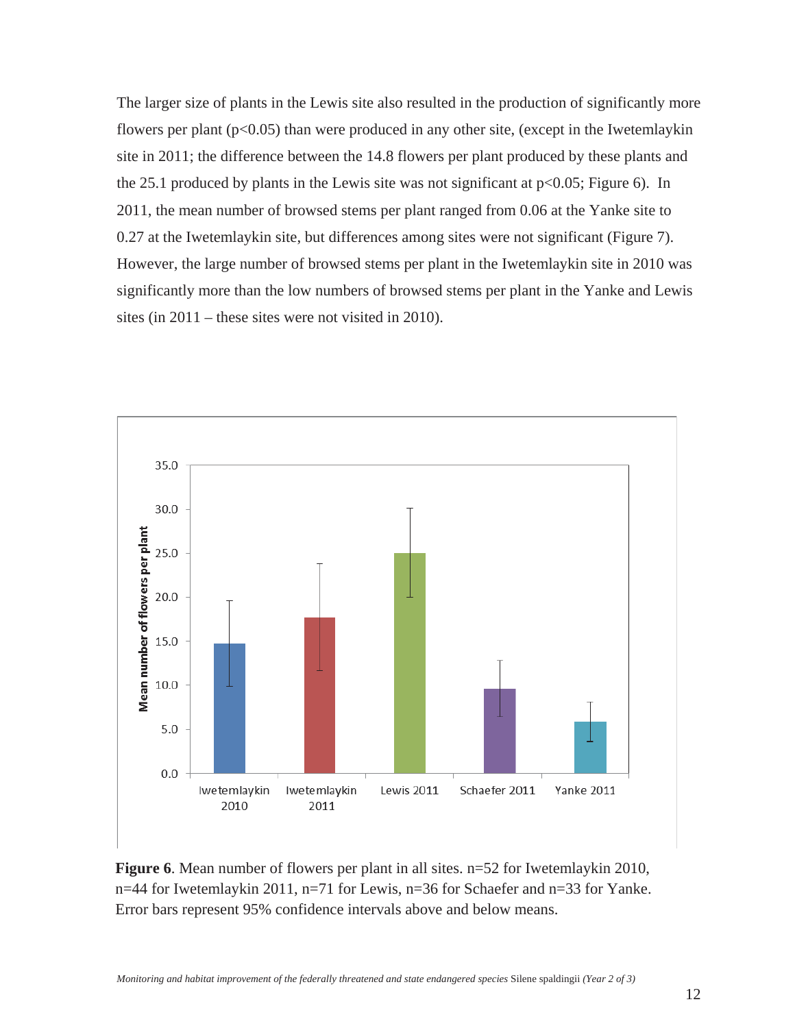The larger size of plants in the Lewis site also resulted in the production of significantly more flowers per plant ($p<0.05$) than were produced in any other site, (except in the Iwetemlaykin site in 2011; the difference between the 14.8 flowers per plant produced by these plants and the 25.1 produced by plants in the Lewis site was not significant at $p<0.05$; Figure 6). In 2011, the mean number of browsed stems per plant ranged from 0.06 at the Yanke site to 0.27 at the Iwetemlaykin site, but differences among sites were not significant (Figure 7). However, the large number of browsed stems per plant in the Iwetemlaykin site in 2010 was significantly more than the low numbers of browsed stems per plant in the Yanke and Lewis sites (in 2011 – these sites were not visited in 2010).

**Figure 6**. Mean number of flowers per plant in all sites. n=52 for Iwetemlaykin 2010, n=44 for Iwetemlaykin 2011, n=71 for Lewis, n=36 for Schaefer and n=33 for Yanke. Error bars represent 95% confidence intervals above and below means.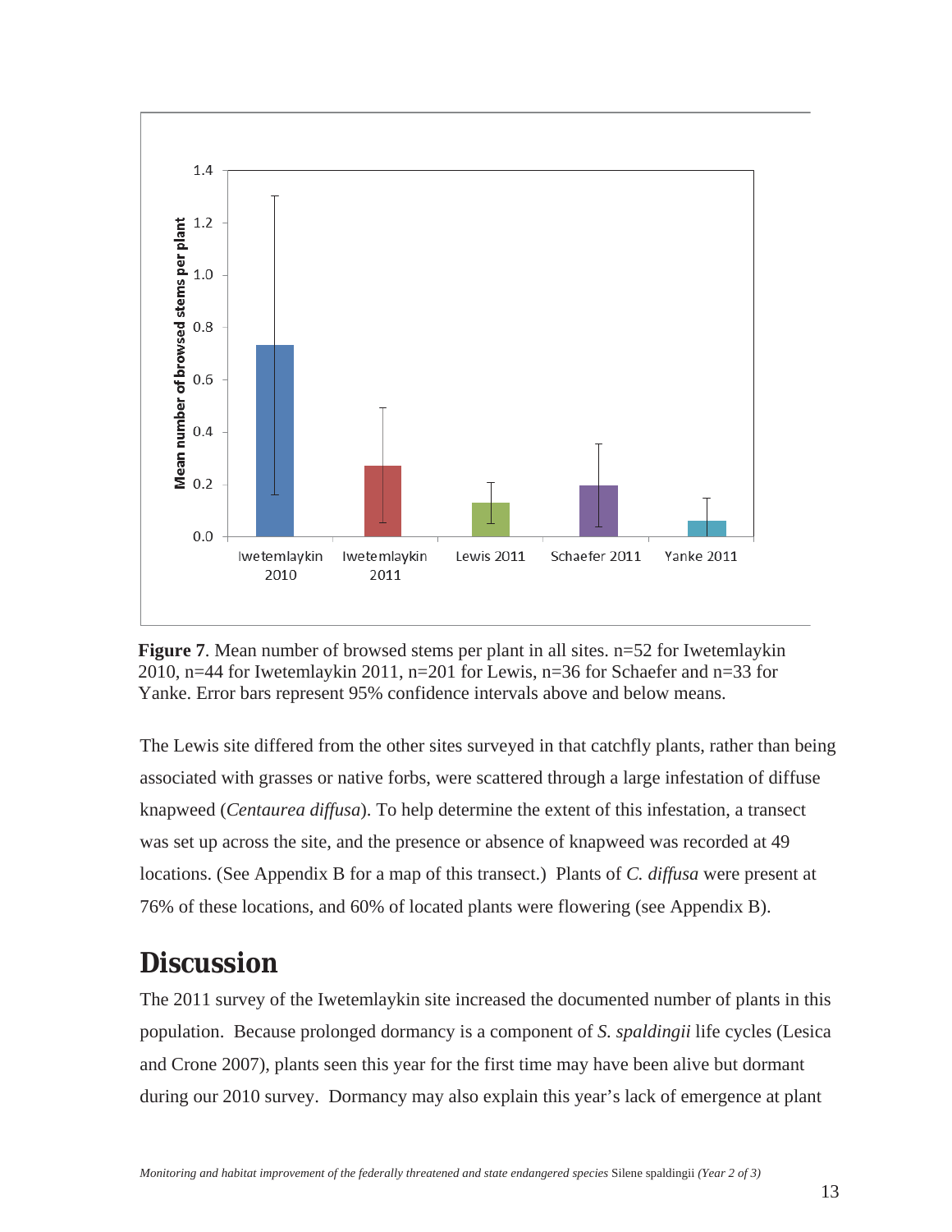**Figure 7**. Mean number of browsed stems per plant in all sites. n=52 for Iwetemlaykin 2010, n=44 for Iwetemlaykin 2011, n=201 for Lewis, n=36 for Schaefer and n=33 for Yanke. Error bars represent 95% confidence intervals above and below means.

The Lewis site differed from the other sites surveyed in that catchfly plants, rather than being associated with grasses or native forbs, were scattered through a large infestation of diffuse knapweed (*Centaurea diffusa*). To help determine the extent of this infestation, a transect was set up across the site, and the presence or absence of knapweed was recorded at 49 locations. (See Appendix B for a map of this transect.) Plants of *C. diffusa* were present at 76% of these locations, and 60% of located plants were flowering (see Appendix B).

# Discussion

The 2011 survey of the Iwetemlaykin site increased the documented number of plants in this population. Because prolonged dormancy is a component of *S. spaldingii* life cycles (Lesica and Crone 2007), plants seen this year for the first time may have been alive but dormant during our 2010 survey. Dormancy may also explain this year's lack of emergence at plant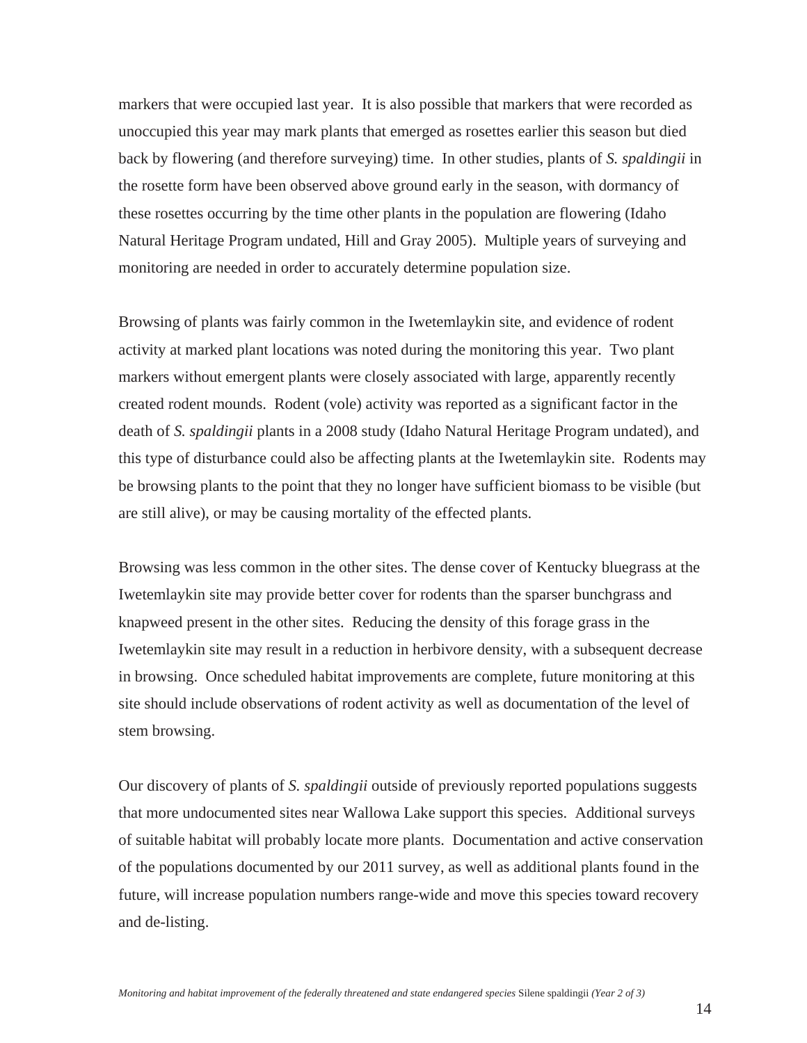markers that were occupied last year. It is also possible that markers that were recorded as unoccupied this year may mark plants that emerged as rosettes earlier this season but died back by flowering (and therefore surveying) time. In other studies, plants of *S. spaldingii* in the rosette form have been observed above ground early in the season, with dormancy of these rosettes occurring by the time other plants in the population are flowering (Idaho Natural Heritage Program undated, Hill and Gray 2005). Multiple years of surveying and monitoring are needed in order to accurately determine population size.

Browsing of plants was fairly common in the Iwetemlaykin site, and evidence of rodent activity at marked plant locations was noted during the monitoring this year. Two plant markers without emergent plants were closely associated with large, apparently recently created rodent mounds. Rodent (vole) activity was reported as a significant factor in the death of *S. spaldingii* plants in a 2008 study (Idaho Natural Heritage Program undated), and this type of disturbance could also be affecting plants at the Iwetemlaykin site. Rodents may be browsing plants to the point that they no longer have sufficient biomass to be visible (but are still alive), or may be causing mortality of the effected plants.

Browsing was less common in the other sites. The dense cover of Kentucky bluegrass at the Iwetemlaykin site may provide better cover for rodents than the sparser bunchgrass and knapweed present in the other sites. Reducing the density of this forage grass in the Iwetemlaykin site may result in a reduction in herbivore density, with a subsequent decrease in browsing. Once scheduled habitat improvements are complete, future monitoring at this site should include observations of rodent activity as well as documentation of the level of stem browsing.

Our discovery of plants of *S. spaldingii* outside of previously reported populations suggests that more undocumented sites near Wallowa Lake support this species. Additional surveys of suitable habitat will probably locate more plants. Documentation and active conservation of the populations documented by our 2011 survey, as well as additional plants found in the future, will increase population numbers range-wide and move this species toward recovery and de-listing.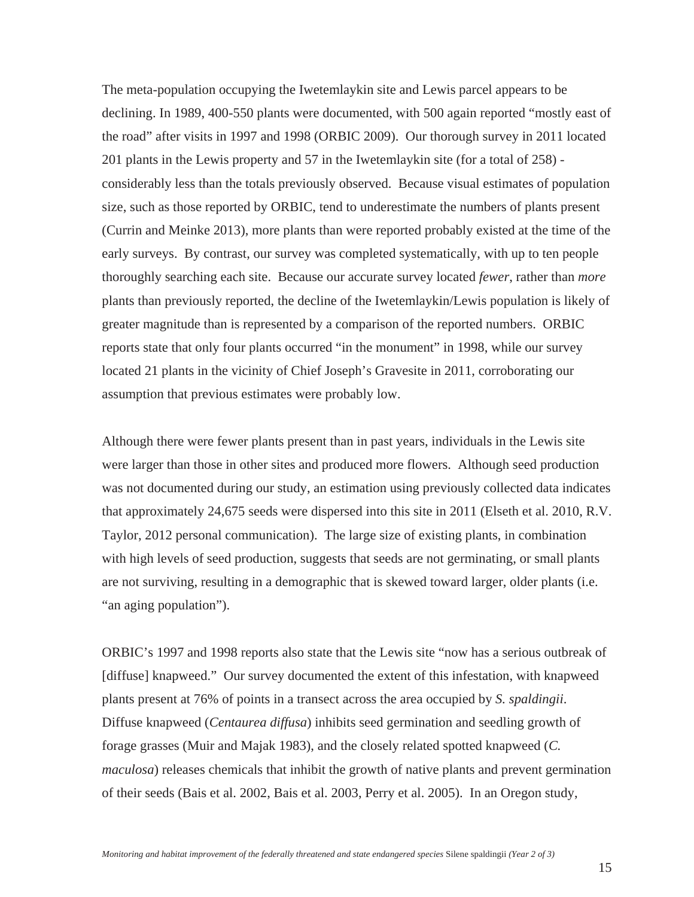The meta-population occupying the Iwetemlaykin site and Lewis parcel appears to be declining. In 1989, 400-550 plants were documented, with 500 again reported "mostly east of the road" after visits in 1997 and 1998 (ORBIC 2009). Our thorough survey in 2011 located 201 plants in the Lewis property and 57 in the Iwetemlaykin site (for a total of 258) - considerably less than the totals previously observed. Because visual estimates of population size, such as those reported by ORBIC, tend to underestimate the numbers of plants present (Currin and Meinke 2013), more plants than were reported probably existed at the time of the early surveys. By contrast, our survey was completed systematically, with up to ten people thoroughly searching each site. Because our accurate survey located *fewer*, rather than *more* plants than previously reported, the decline of the Iwetemlaykin/Lewis population is likely of greater magnitude than is represented by a comparison of the reported numbers. ORBIC reports state that only four plants occurred "in the monument" in 1998, while our survey located 21 plants in the vicinity of Chief Joseph's Gravesite in 2011, corroborating our assumption that previous estimates were probably low.

Although there were fewer plants present than in past years, individuals in the Lewis site were larger than those in other sites and produced more flowers. Although seed production was not documented during our study, an estimation using previously collected data indicates that approximately 24,675 seeds were dispersed into this site in 2011 (Elseth et al. 2010, R.V. Taylor, 2012 personal communication). The large size of existing plants, in combination with high levels of seed production, suggests that seeds are not germinating, or small plants are not surviving, resulting in a demographic that is skewed toward larger, older plants (i.e. "an aging population").

ORBIC's 1997 and 1998 reports also state that the Lewis site "now has a serious outbreak of [diffuse] knapweed." Our survey documented the extent of this infestation, with knapweed plants present at 76% of points in a transect across the area occupied by *S. spaldingii*. Diffuse knapweed (*Centaurea diffusa*) inhibits seed germination and seedling growth of forage grasses (Muir and Majak 1983), and the closely related spotted knapweed (*C. maculosa*) releases chemicals that inhibit the growth of native plants and prevent germination of their seeds (Bais et al. 2002, Bais et al. 2003, Perry et al. 2005). In an Oregon study,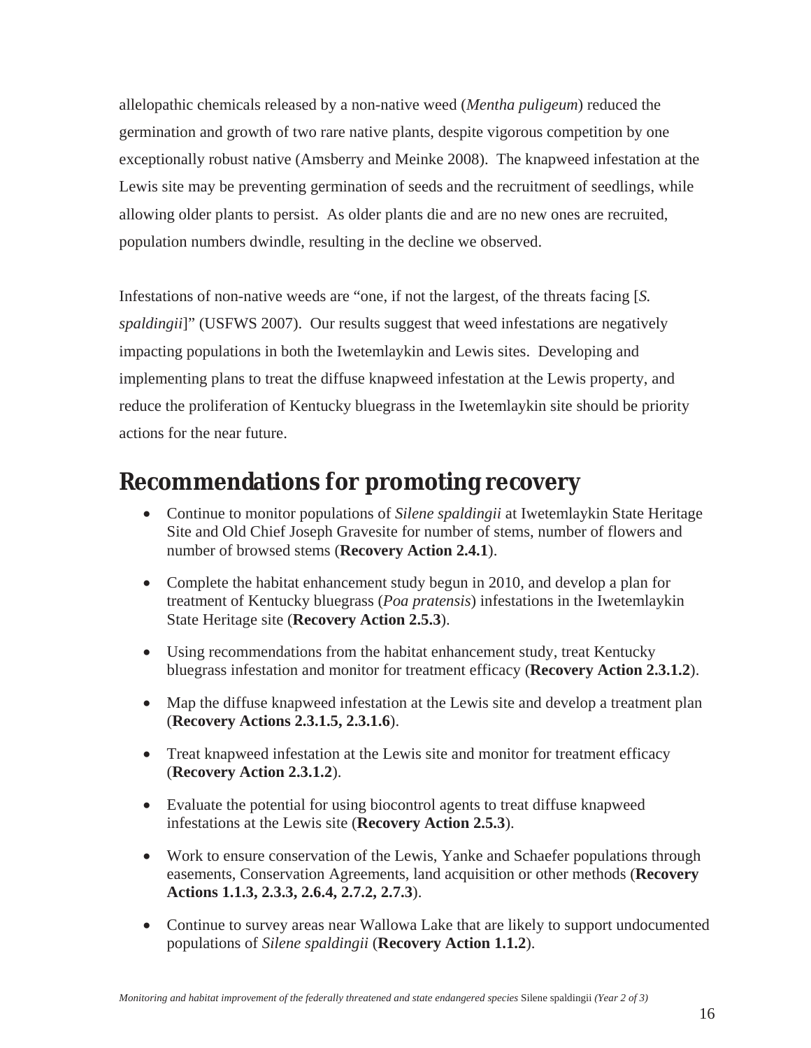allelopathic chemicals released by a non-native weed (*Mentha puligeum*) reduced the germination and growth of two rare native plants, despite vigorous competition by one exceptionally robust native (Amsberry and Meinke 2008). The knapweed infestation at the Lewis site may be preventing germination of seeds and the recruitment of seedlings, while allowing older plants to persist. As older plants die and are no new ones are recruited, population numbers dwindle, resulting in the decline we observed.

Infestations of non-native weeds are "one, if not the largest, of the threats facing [*S. spaldingii*]" (USFWS 2007). Our results suggest that weed infestations are negatively impacting populations in both the Iwetemlaykin and Lewis sites. Developing and implementing plans to treat the diffuse knapweed infestation at the Lewis property, and reduce the proliferation of Kentucky bluegrass in the Iwetemlaykin site should be priority actions for the near future.

## Recommendations for promoting recovery

- Continue to monitor populations of *Silene spaldingii* at Iwetemlaykin State Heritage Site and Old Chief Joseph Gravesite for number of stems, number of flowers and number of browsed stems (**Recovery Action 2.4.1**).
- Complete the habitat enhancement study begun in 2010, and develop a plan for treatment of Kentucky bluegrass (*Poa pratensis*) infestations in the Iwetemlaykin State Heritage site (**Recovery Action 2.5.3**).
- Using recommendations from the habitat enhancement study, treat Kentucky bluegrass infestation and monitor for treatment efficacy (**Recovery Action 2.3.1.2**).
- Map the diffuse knapweed infestation at the Lewis site and develop a treatment plan (**Recovery Actions 2.3.1.5, 2.3.1.6**).
- Treat knapweed infestation at the Lewis site and monitor for treatment efficacy (**Recovery Action 2.3.1.2**).
- Evaluate the potential for using biocontrol agents to treat diffuse knapweed infestations at the Lewis site (**Recovery Action 2.5.3**).
- Work to ensure conservation of the Lewis, Yanke and Schaefer populations through easements, Conservation Agreements, land acquisition or other methods (**Recovery Actions 1.1.3, 2.3.3, 2.6.4, 2.7.2, 2.7.3**).
- Continue to survey areas near Wallowa Lake that are likely to support undocumented populations of *Silene spaldingii* (**Recovery Action 1.1.2**).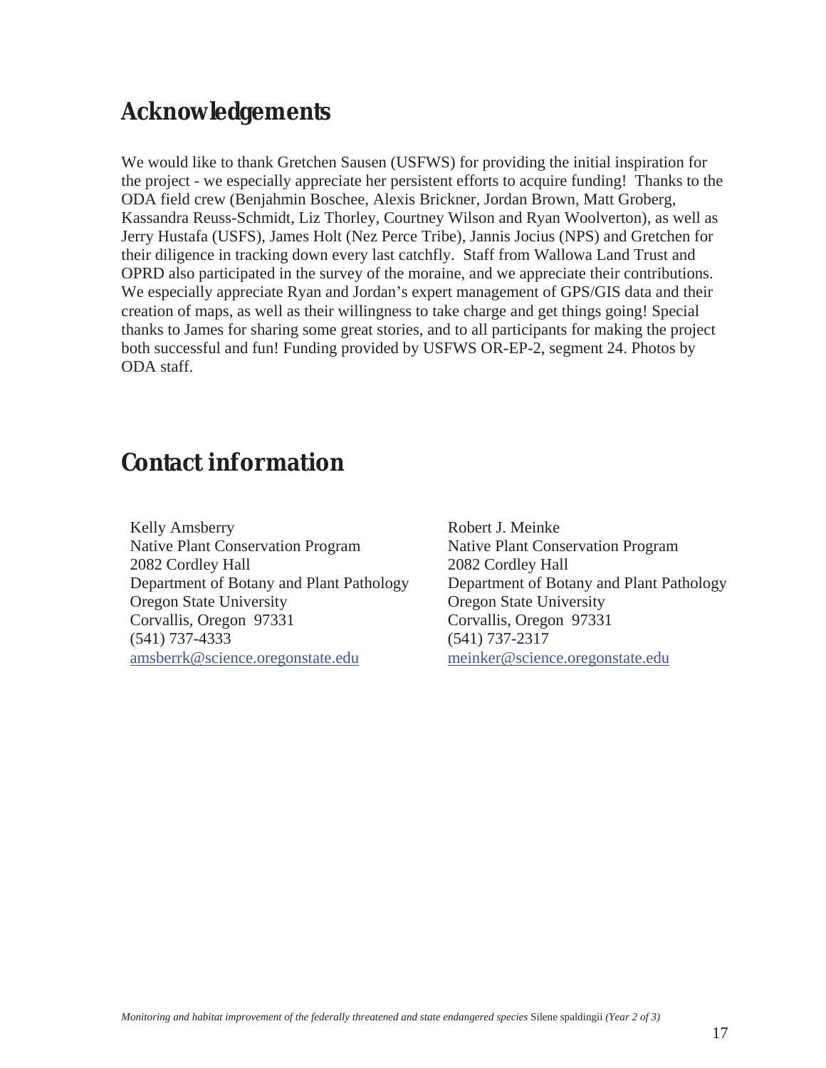## Acknowledgements

We would like to thank Gretchen Sausen (USFWS) for providing the initial inspiration for the project - we especially appreciate her persistent efforts to acquire funding! Thanks to the ODA field crew (Benjahmin Boschee, Alexis Brickner, Jordan Brown, Matt Groberg, Kassandra Reuss-Schmidt, Liz Thorley, Courtney Wilson and Ryan Woolverton), as well as Jerry Hustafa (USFS), James Holt (Nez Perce Tribe), Jannis Jocius (NPS) and Gretchen for their diligence in tracking down every last catchfly. Staff from Wallowa Land Trust and OPRD also participated in the survey of the moraine, and we appreciate their contributions. We especially appreciate Ryan and Jordan's expert management of GPS/GIS data and their creation of maps, as well as their willingness to take charge and get things going! Special thanks to James for sharing some great stories, and to all participants for making the project both successful and fun! Funding provided by USFWS OR-EP-2, segment 24. Photos by ODA staff.

## Contact information

Kelly Amsberry
Native Plant Conservation Program
2082 Cordley Hall
Department of Botany and Plant Pathology
Oregon State University
Corvallis, Oregon 97331
(541) 737-4333
amsberrk@science.oregonstate.edu

Robert J. Meinke
Native Plant Conservation Program
2082 Cordley Hall
Department of Botany and Plant Pathology
Oregon State University
Corvallis, Oregon 97331
(541) 737-2317
meinker@science.oregonstate.edu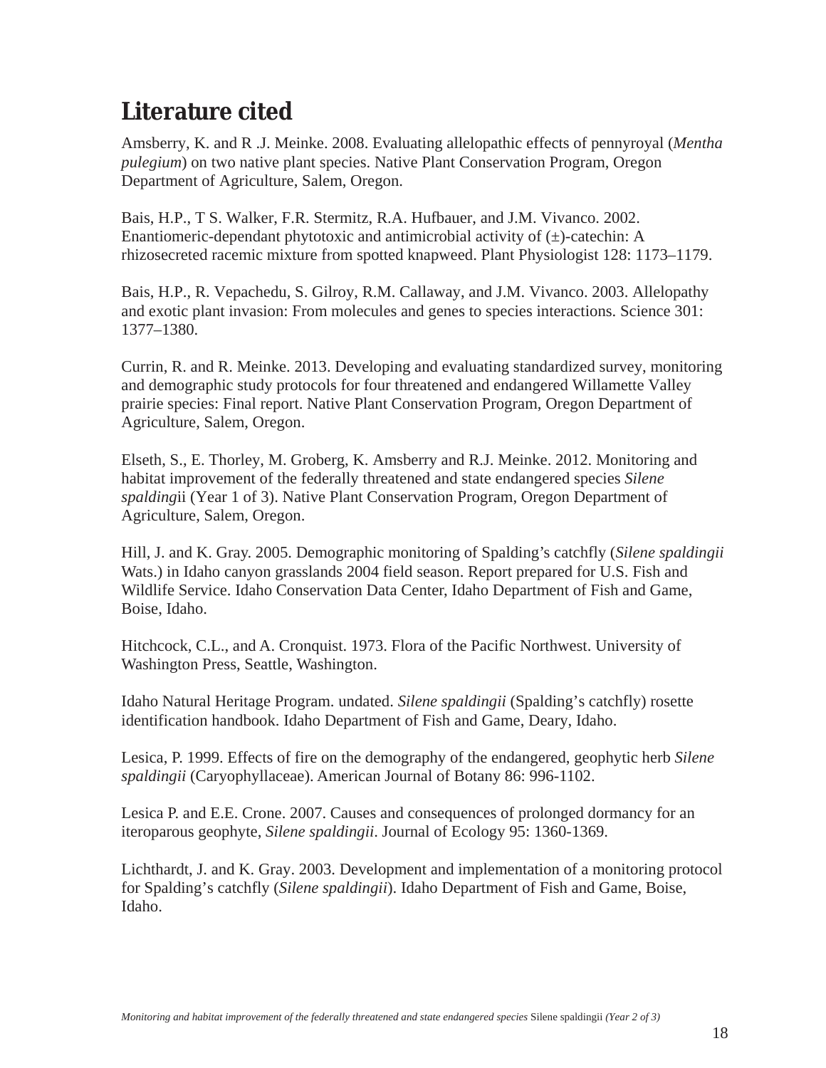## Literature cited

Amsberry, K. and R .J. Meinke. 2008. Evaluating allelopathic effects of pennyroyal (*Mentha pulegium*) on two native plant species. Native Plant Conservation Program, Oregon Department of Agriculture, Salem, Oregon.

Bais, H.P., T S. Walker, F.R. Stermitz, R.A. Hufbauer, and J.M. Vivanco. 2002. Enantiomeric-dependant phytotoxic and antimicrobial activity of (±)-catechin: A rhizosecreted racemic mixture from spotted knapweed. Plant Physiologist 128: 1173–1179.

Bais, H.P., R. Vepachedu, S. Gilroy, R.M. Callaway, and J.M. Vivanco. 2003. Allelopathy and exotic plant invasion: From molecules and genes to species interactions. Science 301: 1377–1380.

Currin, R. and R. Meinke. 2013. Developing and evaluating standardized survey, monitoring and demographic study protocols for four threatened and endangered Willamette Valley prairie species: Final report. Native Plant Conservation Program, Oregon Department of Agriculture, Salem, Oregon.

Elseth, S., E. Thorley, M. Groberg, K. Amsberry and R.J. Meinke. 2012. Monitoring and habitat improvement of the federally threatened and state endangered species *Silene spalding*ii (Year 1 of 3). Native Plant Conservation Program, Oregon Department of Agriculture, Salem, Oregon.

Hill, J. and K. Gray. 2005. Demographic monitoring of Spalding's catchfly (*Silene spaldingii* Wats.) in Idaho canyon grasslands 2004 field season. Report prepared for U.S. Fish and Wildlife Service. Idaho Conservation Data Center, Idaho Department of Fish and Game, Boise, Idaho.

Hitchcock, C.L., and A. Cronquist. 1973. Flora of the Pacific Northwest. University of Washington Press, Seattle, Washington.

Idaho Natural Heritage Program. undated. *Silene spaldingii* (Spalding's catchfly) rosette identification handbook. Idaho Department of Fish and Game, Deary, Idaho.

Lesica, P. 1999. Effects of fire on the demography of the endangered, geophytic herb *Silene spaldingii* (Caryophyllaceae). American Journal of Botany 86: 996-1102.

Lesica P. and E.E. Crone. 2007. Causes and consequences of prolonged dormancy for an iteroparous geophyte, *Silene spaldingii*. Journal of Ecology 95: 1360-1369.

Lichthardt, J. and K. Gray. 2003. Development and implementation of a monitoring protocol for Spalding's catchfly (*Silene spaldingii*). Idaho Department of Fish and Game, Boise, Idaho.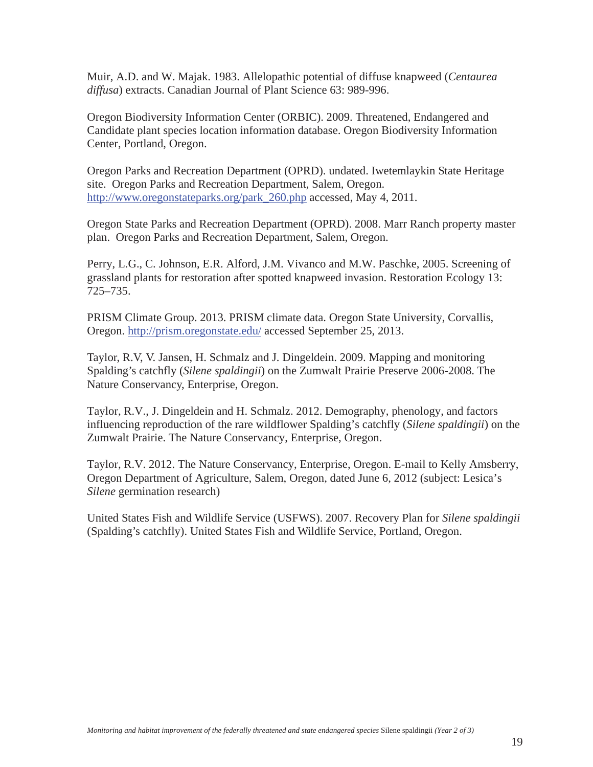Muir, A.D. and W. Majak. 1983. Allelopathic potential of diffuse knapweed (*Centaurea diffusa*) extracts. Canadian Journal of Plant Science 63: 989-996.

Oregon Biodiversity Information Center (ORBIC). 2009. Threatened, Endangered and Candidate plant species location information database. Oregon Biodiversity Information Center, Portland, Oregon.

Oregon Parks and Recreation Department (OPRD). undated. Iwetemlaykin State Heritage site. Oregon Parks and Recreation Department, Salem, Oregon. http://www.oregonstateparks.org/park_260.php accessed, May 4, 2011.

Oregon State Parks and Recreation Department (OPRD). 2008. Marr Ranch property master plan. Oregon Parks and Recreation Department, Salem, Oregon.

Perry, L.G., C. Johnson, E.R. Alford, J.M. Vivanco and M.W. Paschke, 2005. Screening of grassland plants for restoration after spotted knapweed invasion. Restoration Ecology 13: 725–735.

PRISM Climate Group. 2013. PRISM climate data. Oregon State University, Corvallis, Oregon. http://prism.oregonstate.edu/ accessed September 25, 2013.

Taylor, R.V, V. Jansen, H. Schmalz and J. Dingeldein. 2009. Mapping and monitoring Spalding's catchfly (*Silene spaldingii*) on the Zumwalt Prairie Preserve 2006-2008. The Nature Conservancy, Enterprise, Oregon.

Taylor, R.V., J. Dingeldein and H. Schmalz. 2012. Demography, phenology, and factors influencing reproduction of the rare wildflower Spalding's catchfly (*Silene spaldingii*) on the Zumwalt Prairie. The Nature Conservancy, Enterprise, Oregon.

Taylor, R.V. 2012. The Nature Conservancy, Enterprise, Oregon. E-mail to Kelly Amsberry, Oregon Department of Agriculture, Salem, Oregon, dated June 6, 2012 (subject: Lesica's *Silene* germination research)

United States Fish and Wildlife Service (USFWS). 2007. Recovery Plan for *Silene spaldingii* (Spalding's catchfly). United States Fish and Wildlife Service, Portland, Oregon.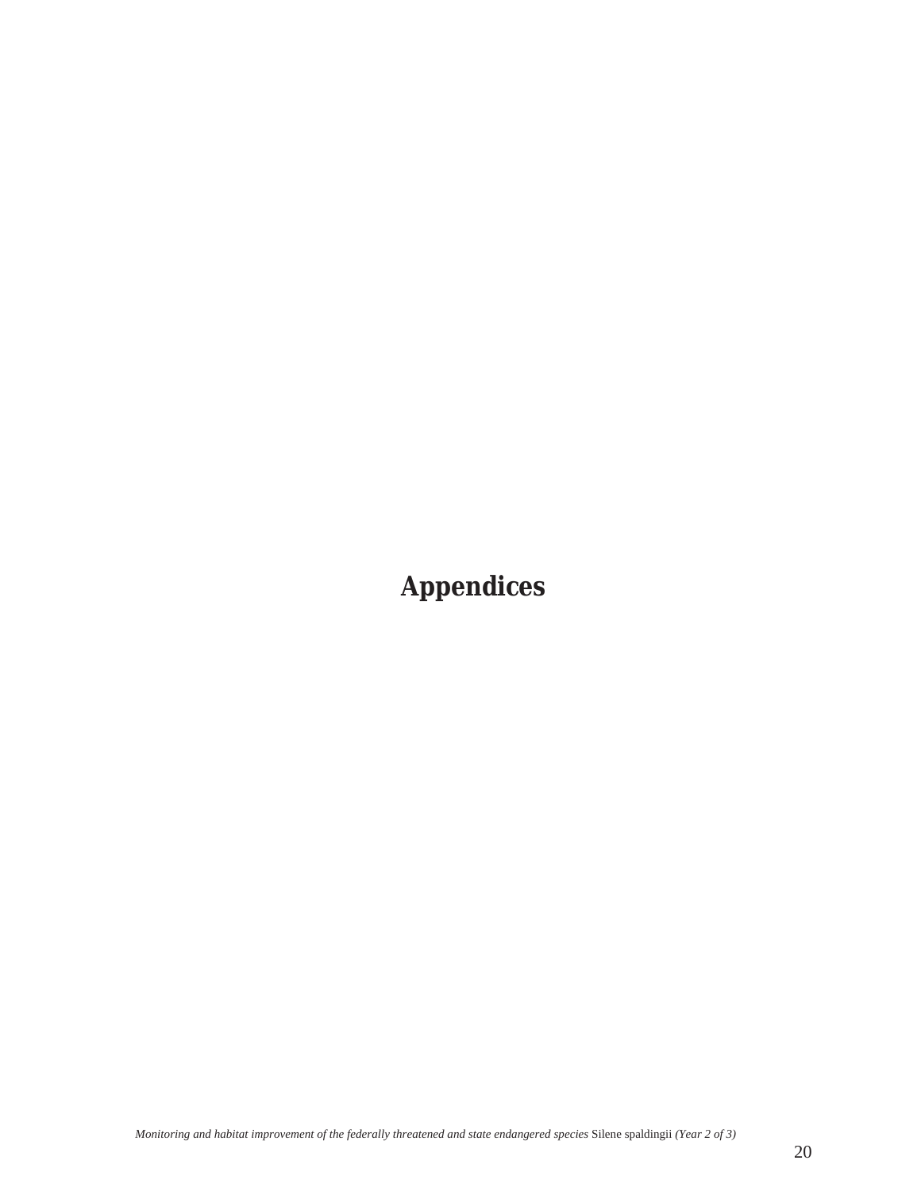# Appendices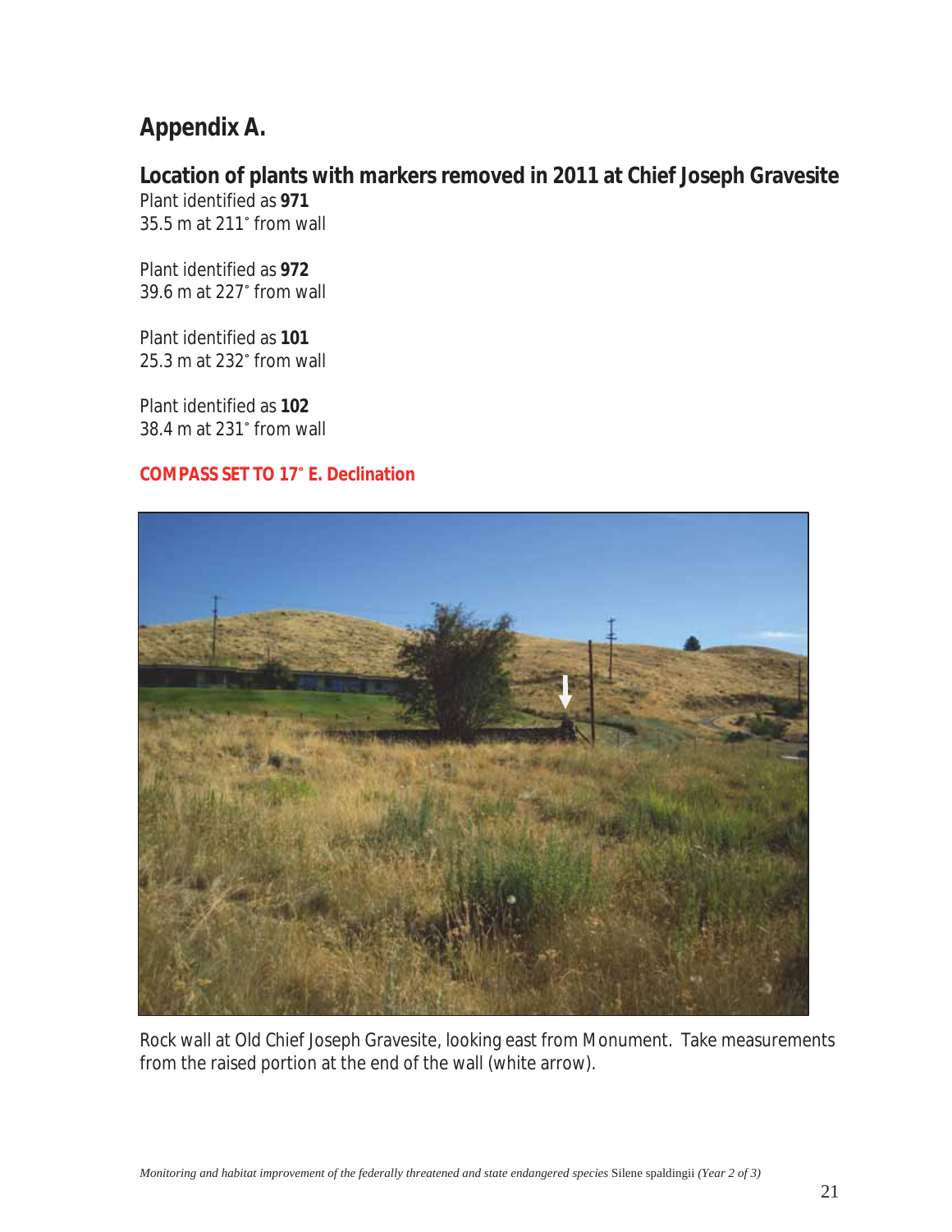# Appendix A.

## Location of plants with markers removed in 2011 at Chief Joseph Gravesite

Plant identified as **971**
35.5 m at 211˚ from wall

Plant identified as **972**
39.6 m at 227˚ from wall

Plant identified as **101**
25.3 m at 232˚ from wall

Plant identified as **102**
38.4 m at 231˚ from wall

**COMPASS SET TO 17˚ E. Declination**

Rock wall at Old Chief Joseph Gravesite, looking east from Monument. Take measurements from the raised portion at the end of the wall (white arrow).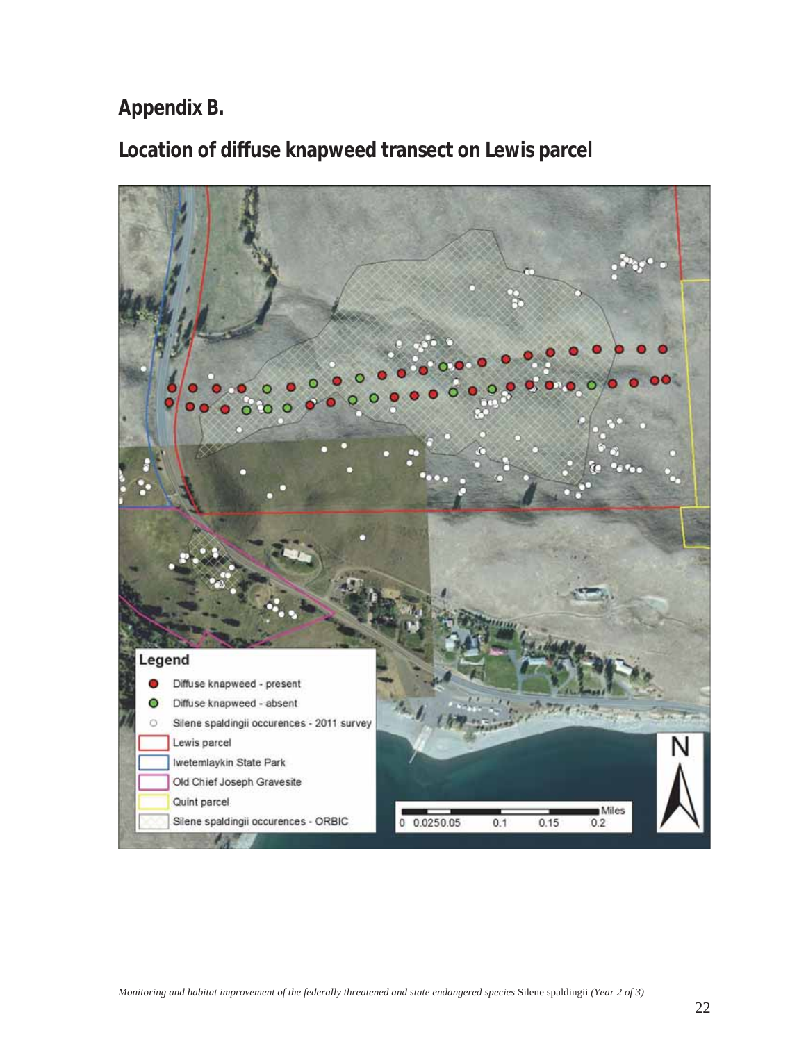## Appendix B.

## Location of diffuse knapweed transect on Lewis parcel

Legend

Diffuse knapweed - present

Diffuse knapweed - absent

Silene spaldingii occurences - 2011 survey

Lewis parcel

Iwetemlaykin State Park

Old Chief Joseph Gravesite

Quint parcel

Silene spaldingii occurences - ORBIC

Miles

0 0.0250.05 0.1 0.15 0.2

N